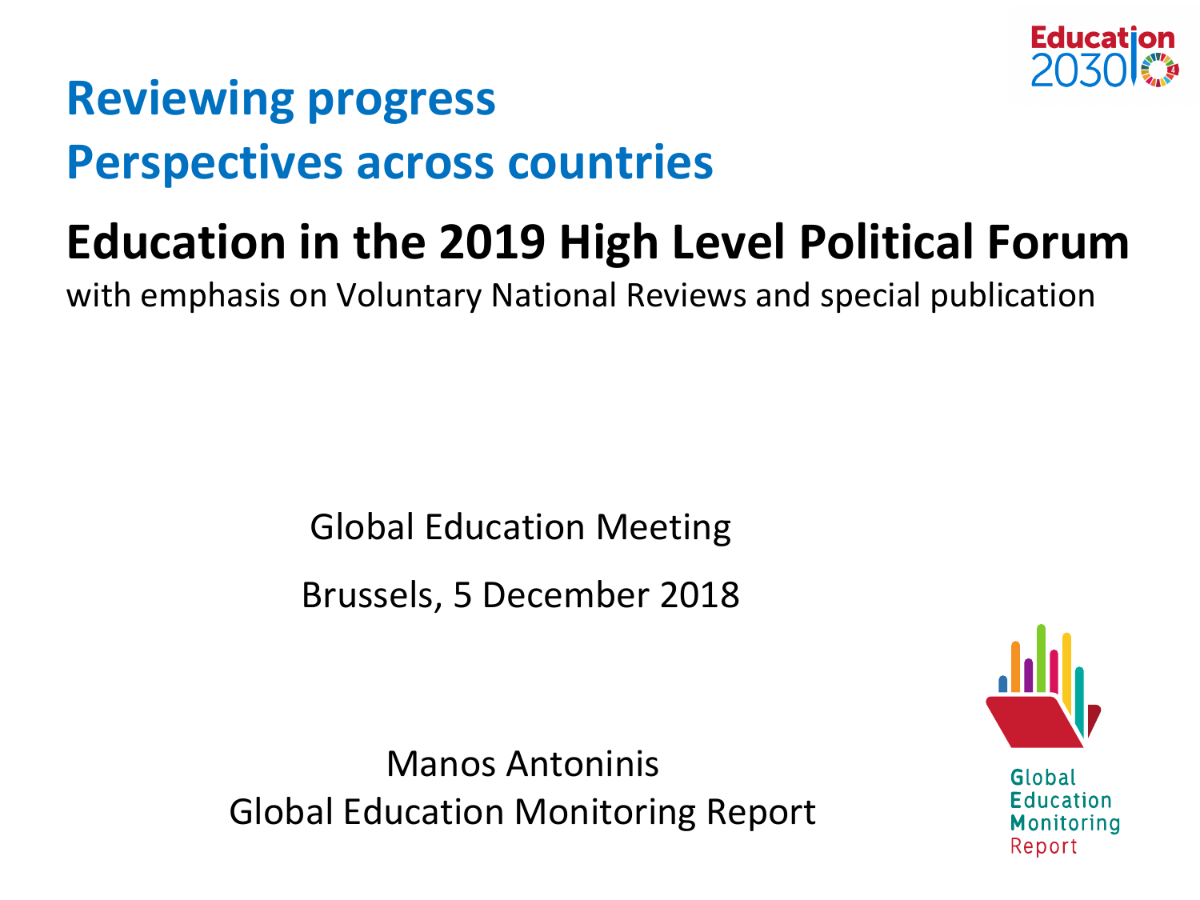# Reviewing progress
# Perspectives across countries

## Education in the 2019 High Level Political Forum

with emphasis on Voluntary National Reviews and special publication

Global Education Meeting

Brussels, 5 December 2018

Manos Antoninis
Global Education Monitoring Report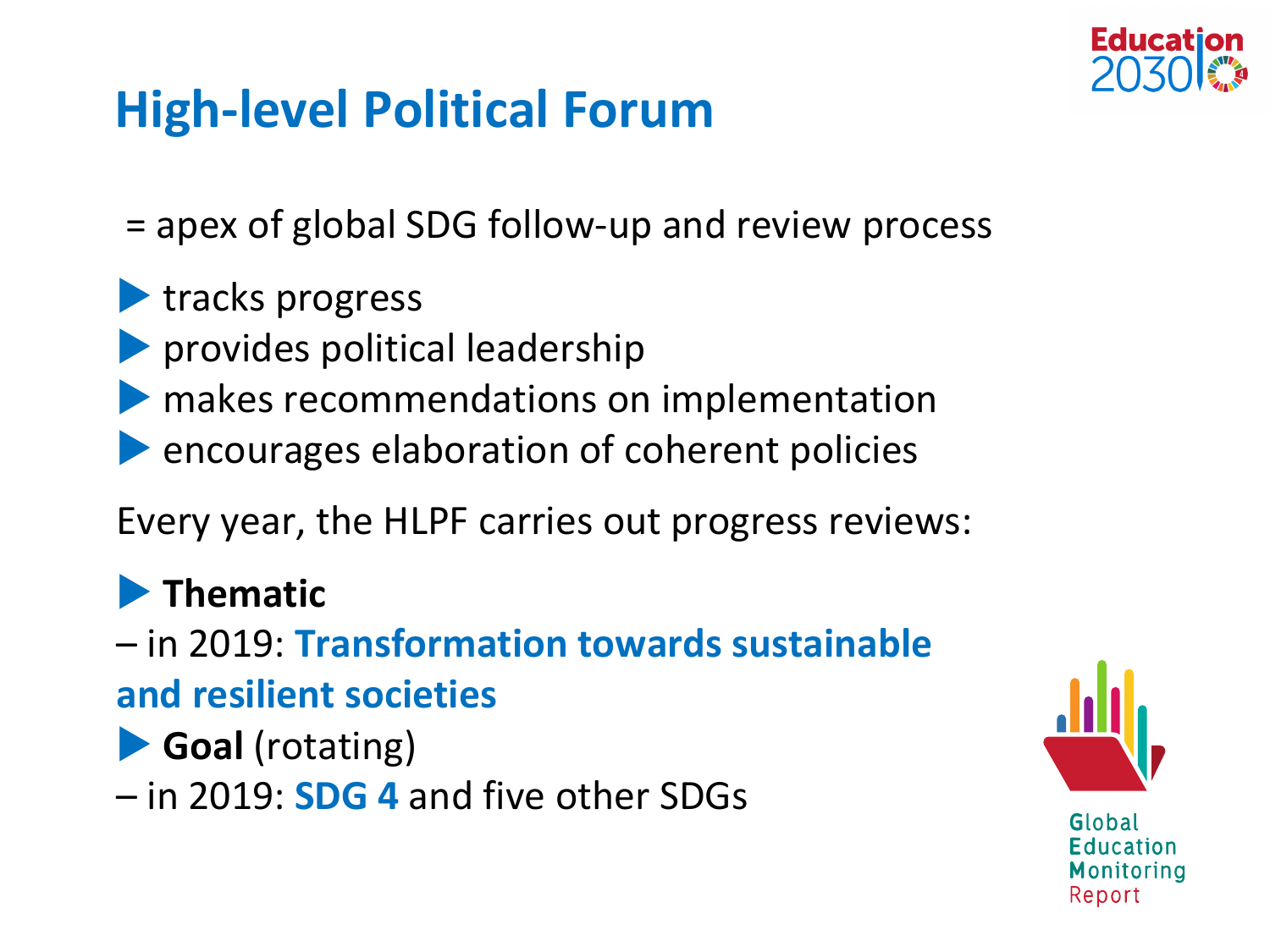# High-level Political Forum

= apex of global SDG follow-up and review process

- tracks progress
- provides political leadership
- makes recommendations on implementation
- encourages elaboration of coherent policies

Every year, the HLPF carries out progress reviews:

- **Thematic**

– in 2019: **Transformation towards sustainable and resilient societies**

- **Goal** (rotating)

– in 2019: **SDG 4** and five other SDGs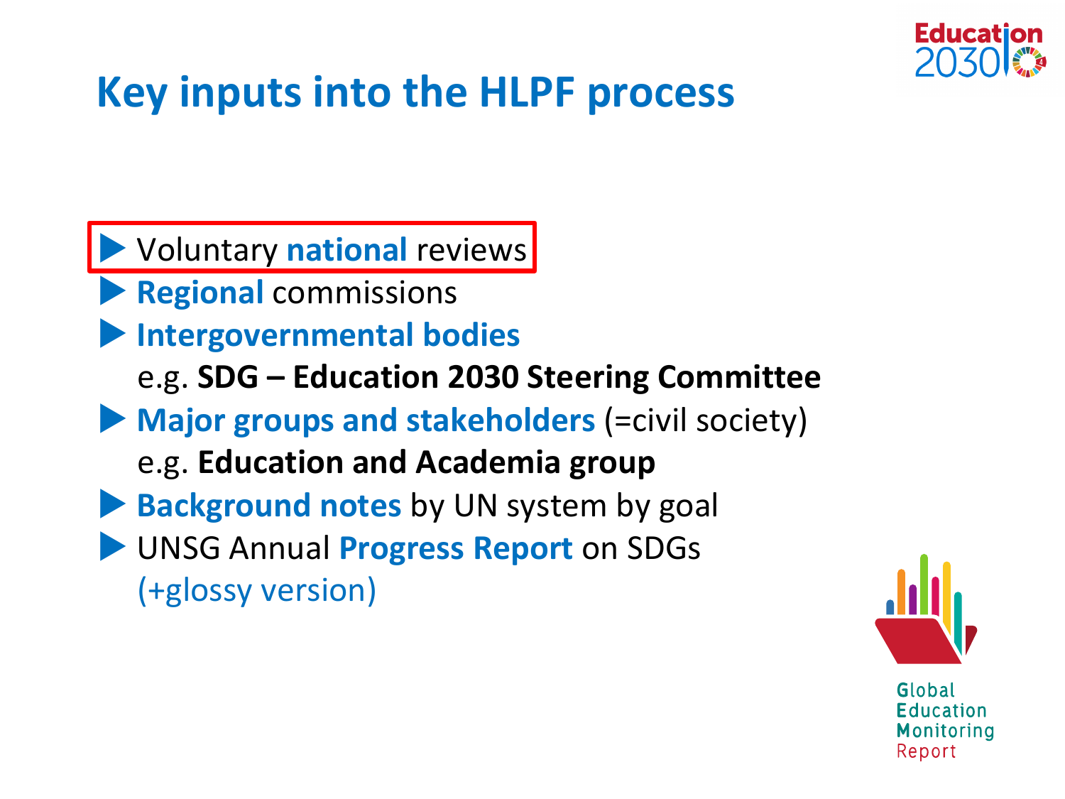# Key inputs into the HLPF process

- Voluntary **national** reviews
- **Regional** commissions
- **Intergovernmental bodies**
  e.g. **SDG – Education 2030 Steering Committee**
- **Major groups and stakeholders** (=civil society)
  e.g. **Education and Academia group**
- **Background notes** by UN system by goal
- UNSG Annual **Progress Report** on SDGs
  (+glossy version)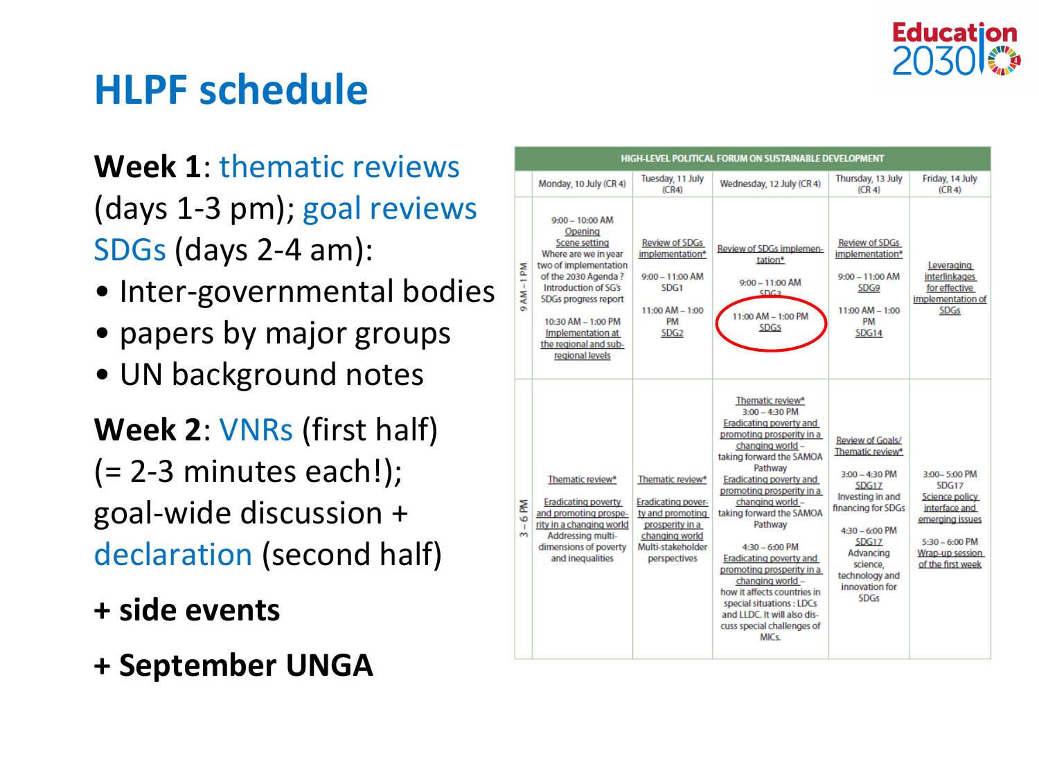# HLPF schedule

**Week 1**: thematic reviews (days 1-3 pm); goal reviews SDGs (days 2-4 am):

- Inter-governmental bodies
- papers by major groups
- UN background notes

**Week 2**: VNRs (first half) (= 2-3 minutes each!); goal-wide discussion + declaration (second half)

**+ side events**

**+ September UNGA**

| HIGH-LEVEL POLITICAL FORUM ON SUSTAINABLE DEVELOPMENT | | | | | |
|---|---|---|---|---|---|
| | Monday, 10 July (CR 4) | Tuesday, 11 July (CR4) | Wednesday, 12 July (CR 4) | Thursday, 13 July (CR 4) | Friday, 14 July (CR 4) |
| 9 AM – 1 PM | 9:00 – 10:00 AM Opening Scene setting Where are we in year two of implementation of the 2030 Agenda? Introduction of SG's SDGs progress report 10:30 AM – 1:00 PM Implementation at the regional and sub-regional levels | Review of SDGs implementation* 9:00 – 11:00 AM SDG1 11:00 AM – 1:00 PM SDG2 | Review of SDGs implementation* 9:00 – 11:00 AM SDG3 11:00 AM – 1:00 PM SDG5 | Review of SDGs implementation* 9:00 – 11:00 AM SDG9 11:00 AM – 1:00 PM SDG14 | Leveraging interlinkages for effective implementation of SDGs |
| 3 – 6 PM | Thematic review* Eradicating poverty and promoting prosperity in a changing world Addressing multi-dimensions of poverty and inequalities | Thematic review* Eradicating poverty and promoting prosperity in a changing world Multi-stakeholder perspectives | Thematic review* 3:00 – 4:30 PM Eradicating poverty and promoting prosperity in a changing world – taking forward the SAMOA Pathway Eradicating poverty and promoting prosperity in a changing world – taking forward the SAMOA Pathway 4:30 – 6:00 PM Eradicating poverty and promoting prosperity in a changing world – how it affects countries in special situations: LDCs and LLDC. It will also discuss special challenges of MICs. | Review of Goals/ Thematic review* 3:00 – 4:30 PM SDG17 Investing in and financing for SDGs 4:30 – 6:00 PM SDG17 Advancing science, technology and innovation for SDGs | 3:00 – 5:00 PM SDG17 Science policy interface and emerging issues 5:30 – 6:00 PM Wrap-up session of the first week |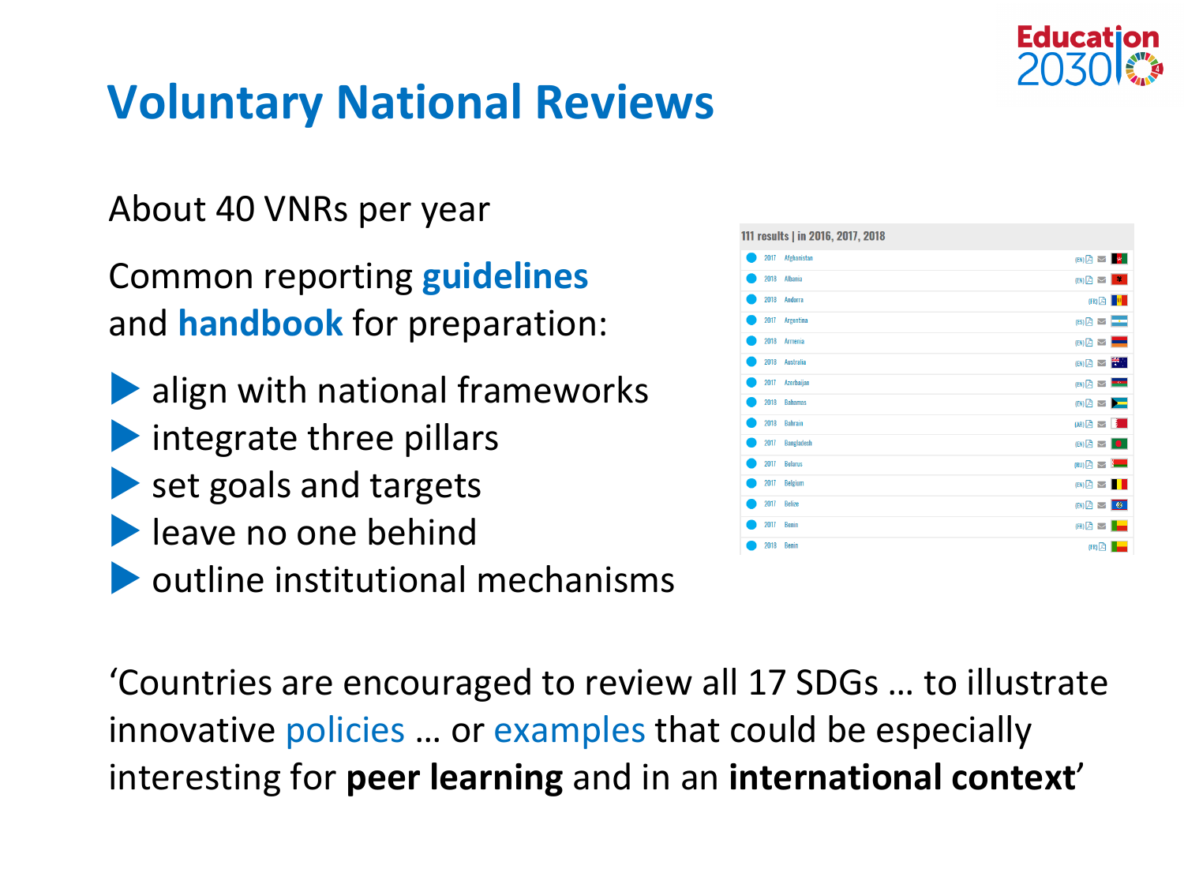# Voluntary National Reviews

About 40 VNRs per year

Common reporting **guidelines** and **handbook** for preparation:

- align with national frameworks
- integrate three pillars
- set goals and targets
- leave no one behind
- outline institutional mechanisms

| 111 results \| in 2016, 2017, 2018 | |
|---|---|
| 2017 | Afghanistan |
| 2018 | Albania |
| 2018 | Andorra |
| 2017 | Argentina |
| 2018 | Armenia |
| 2018 | Australia |
| 2017 | Azerbaijan |
| 2018 | Bahamas |
| 2018 | Bahrain |
| 2017 | Bangladesh |
| 2017 | Belarus |
| 2017 | Belgium |
| 2017 | Belize |
| 2017 | Benin |
| 2018 | Benin |

'Countries are encouraged to review all 17 SDGs … to illustrate innovative policies … or examples that could be especially interesting for **peer learning** and in an **international context**'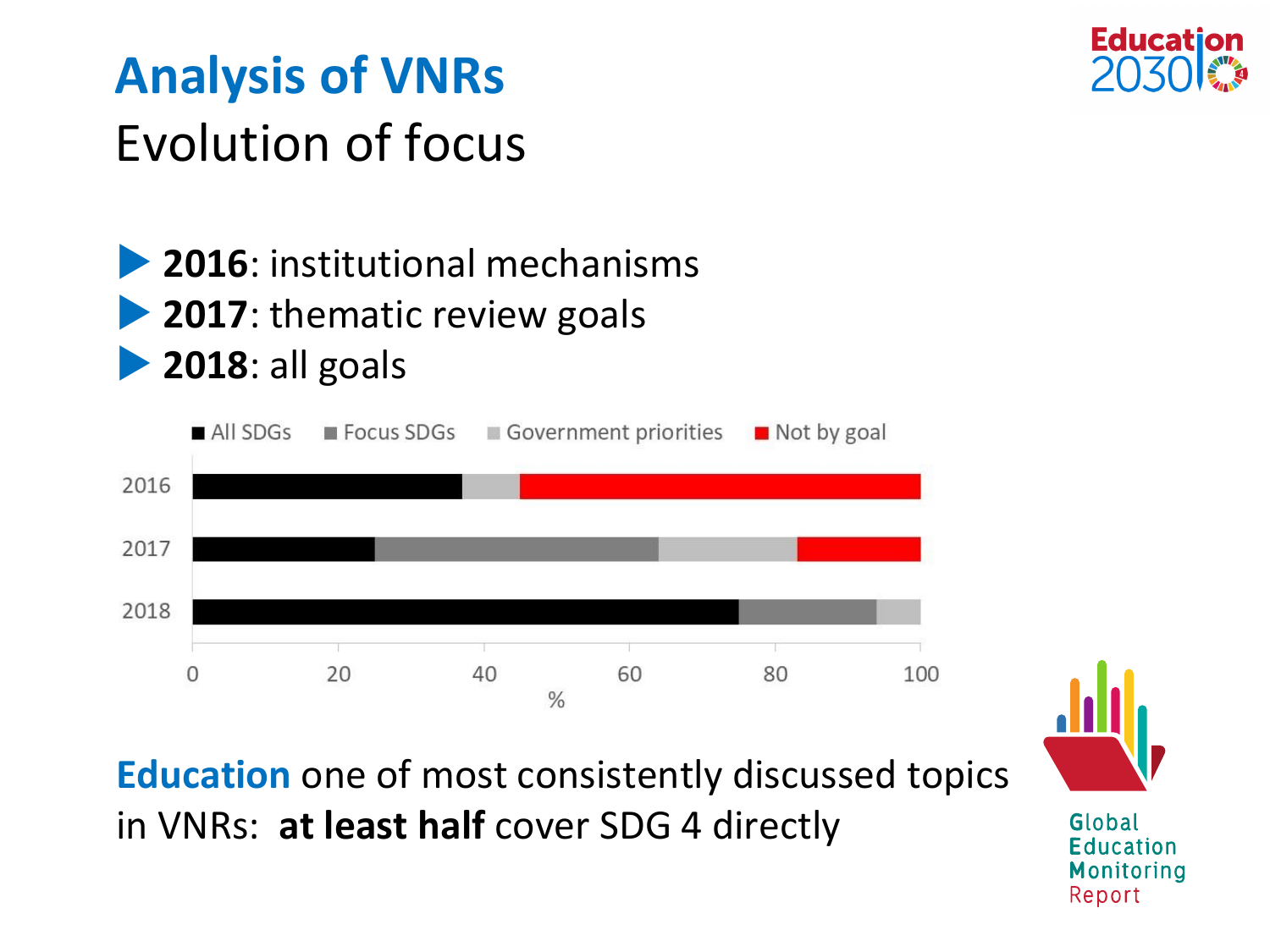# Analysis of VNRs

## Evolution of focus

- **2016**: institutional mechanisms
- **2017**: thematic review goals
- **2018**: all goals

| Year | All SDGs | Focus SDGs | Government priorities | Not by goal |
|---|---|---|---|---|
| 2016 | 37 | 0 | 8 | 55 |
| 2017 | 25 | 39 | 19 | 17 |
| 2018 | 75 | 19 | 6 | 0 |

%

**Education** one of most consistently discussed topics in VNRs: **at least half** cover SDG 4 directly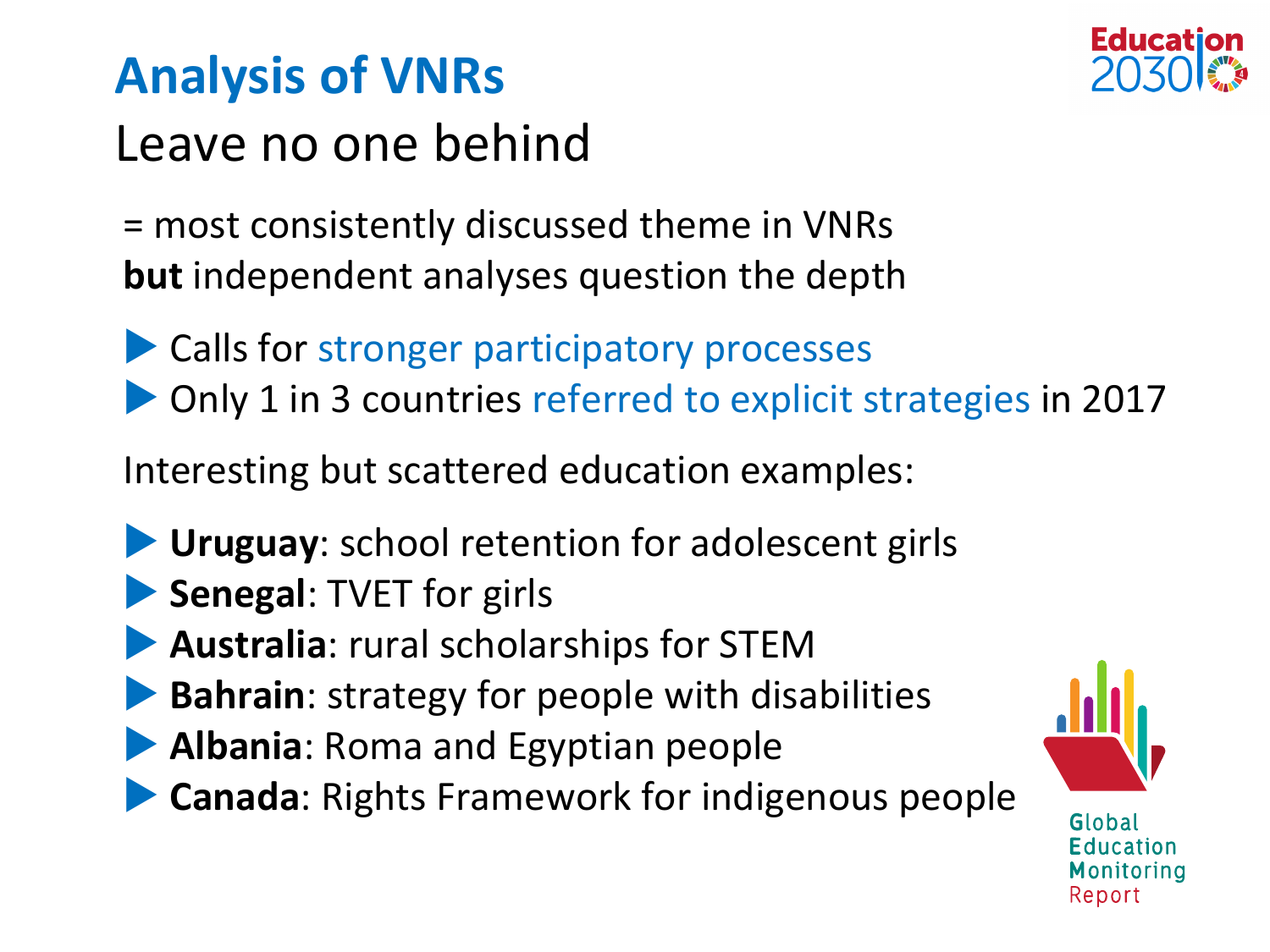# Analysis of VNRs

## Leave no one behind

= most consistently discussed theme in VNRs
**but** independent analyses question the depth

- Calls for stronger participatory processes
- Only 1 in 3 countries referred to explicit strategies in 2017

Interesting but scattered education examples:

- **Uruguay**: school retention for adolescent girls
- **Senegal**: TVET for girls
- **Australia**: rural scholarships for STEM
- **Bahrain**: strategy for people with disabilities
- **Albania**: Roma and Egyptian people
- **Canada**: Rights Framework for indigenous people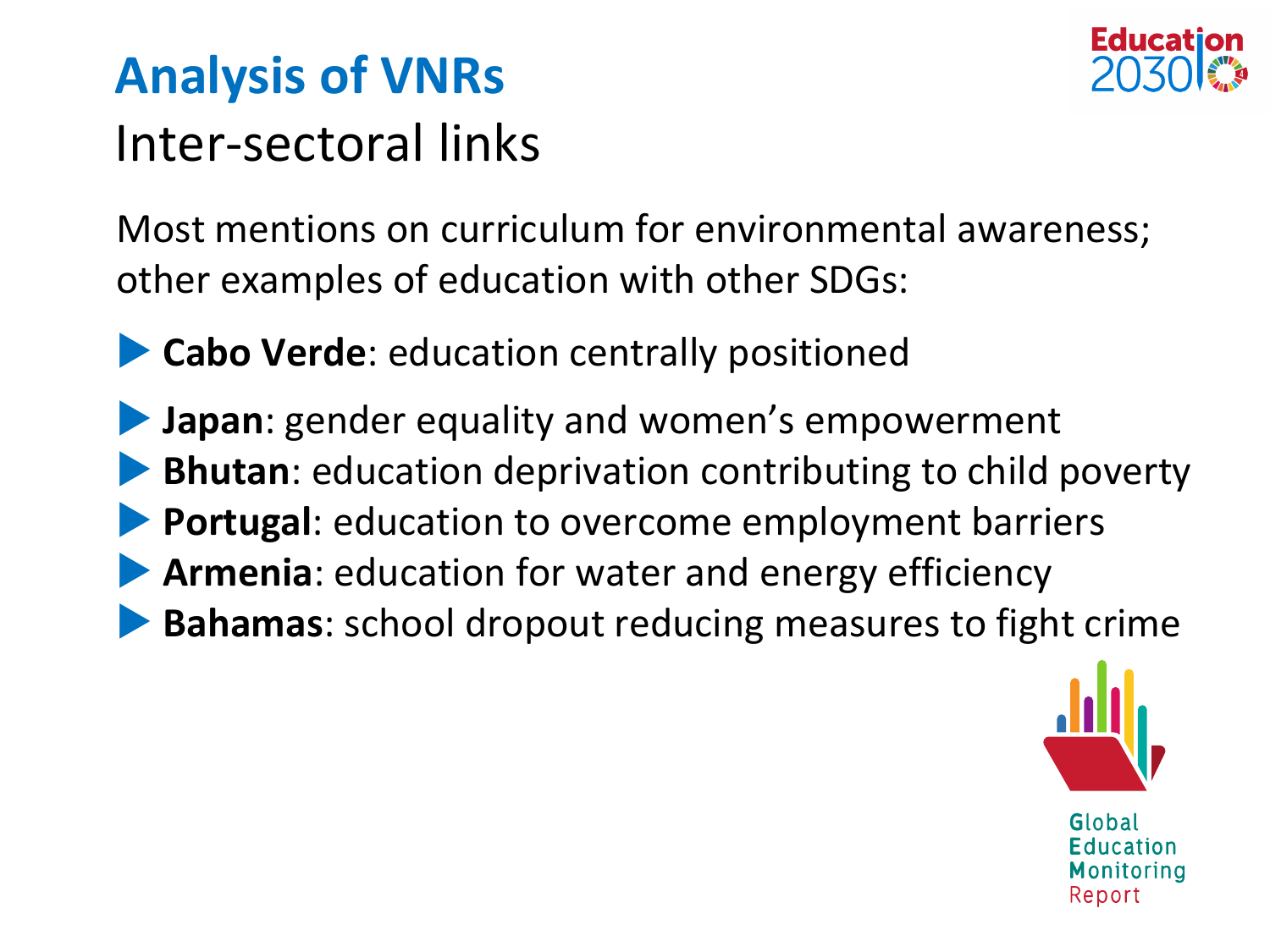# Analysis of VNRs

## Inter-sectoral links

Most mentions on curriculum for environmental awareness; other examples of education with other SDGs:

- **Cabo Verde**: education centrally positioned
- **Japan**: gender equality and women's empowerment
- **Bhutan**: education deprivation contributing to child poverty
- **Portugal**: education to overcome employment barriers
- **Armenia**: education for water and energy efficiency
- **Bahamas**: school dropout reducing measures to fight crime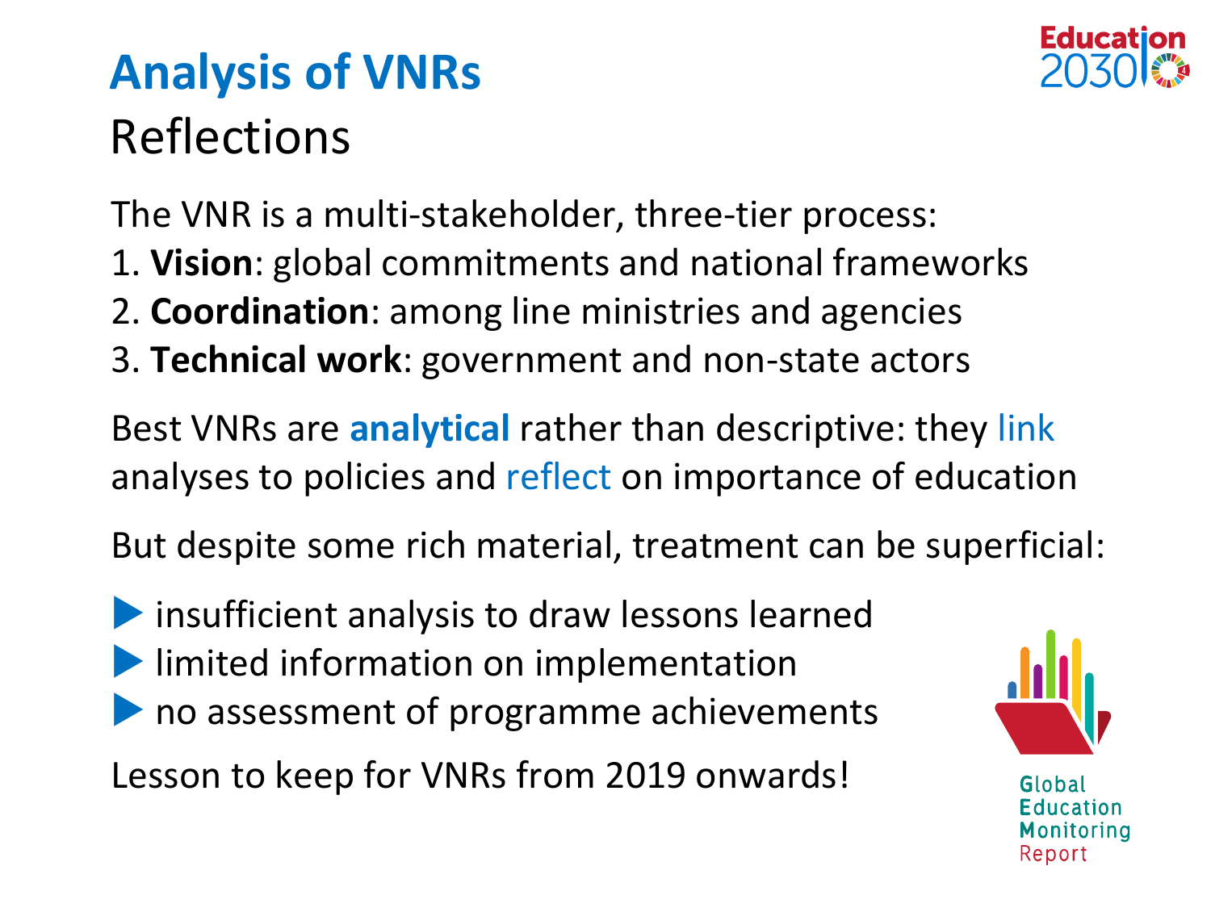# Analysis of VNRs

## Reflections

The VNR is a multi-stakeholder, three-tier process:

1. **Vision**: global commitments and national frameworks
2. **Coordination**: among line ministries and agencies
3. **Technical work**: government and non-state actors

Best VNRs are **analytical** rather than descriptive: they link analyses to policies and reflect on importance of education

But despite some rich material, treatment can be superficial:

- insufficient analysis to draw lessons learned
- limited information on implementation
- no assessment of programme achievements

Lesson to keep for VNRs from 2019 onwards!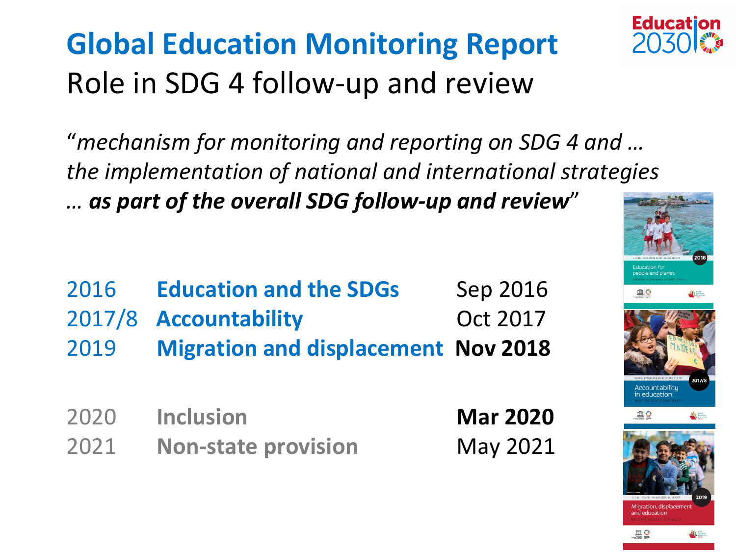# Global Education Monitoring Report

## Role in SDG 4 follow-up and review

*"mechanism for monitoring and reporting on SDG 4 and … the implementation of national and international strategies … **as part of the overall SDG follow-up and review**"*

| | | |
|---|---|---|
| 2016 | **Education and the SDGs** | Sep 2016 |
| 2017/8 | **Accountability** | Oct 2017 |
| 2019 | **Migration and displacement** | **Nov 2018** |
| 2020 | **Inclusion** | **Mar 2020** |
| 2021 | **Non-state provision** | May 2021 |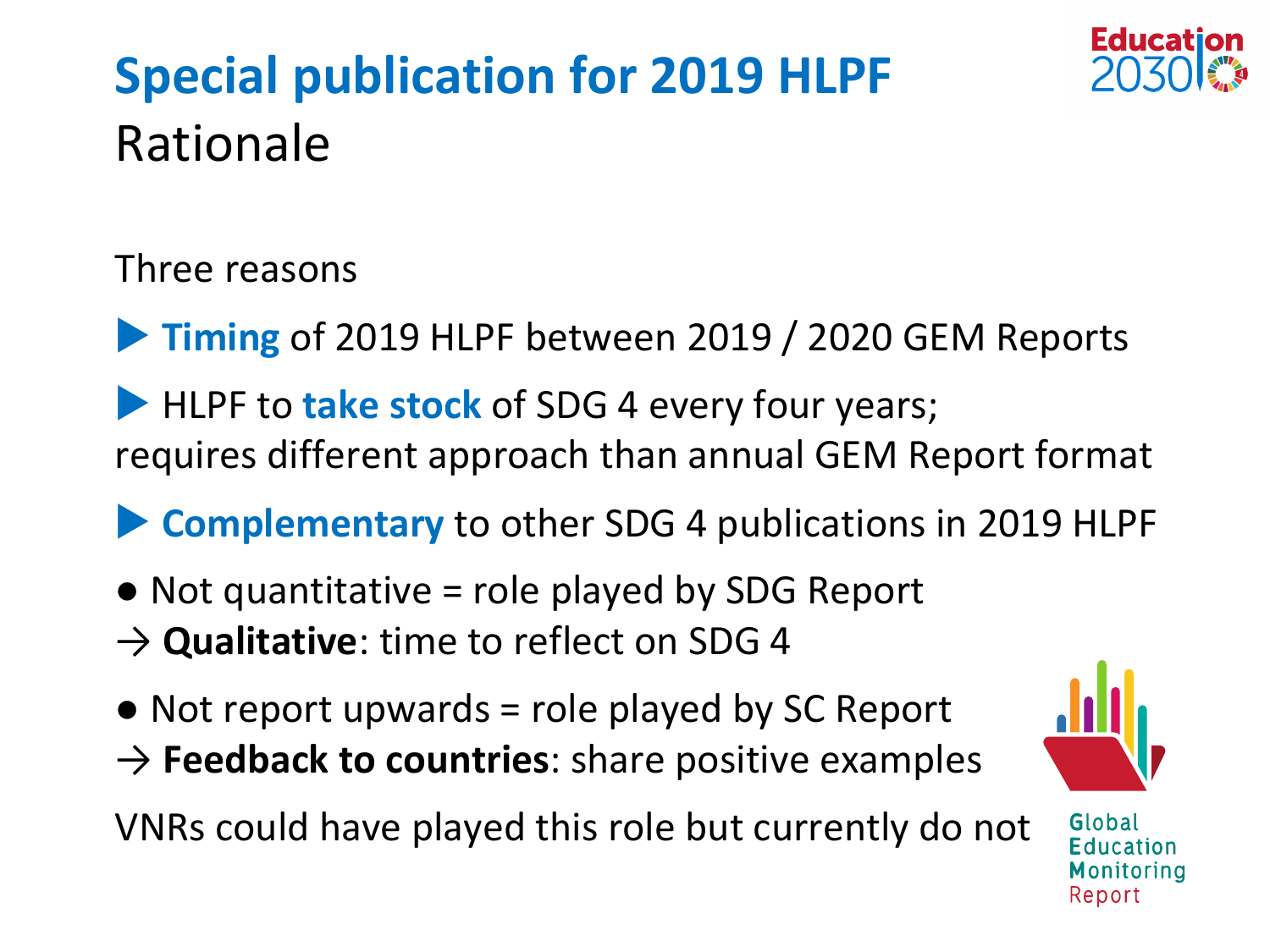# Special publication for 2019 HLPF

## Rationale

Three reasons

- **Timing** of 2019 HLPF between 2019 / 2020 GEM Reports
- HLPF to **take stock** of SDG 4 every four years; requires different approach than annual GEM Report format
- **Complementary** to other SDG 4 publications in 2019 HLPF

● Not quantitative = role played by SDG Report
→ **Qualitative**: time to reflect on SDG 4

● Not report upwards = role played by SC Report
→ **Feedback to countries**: share positive examples

VNRs could have played this role but currently do not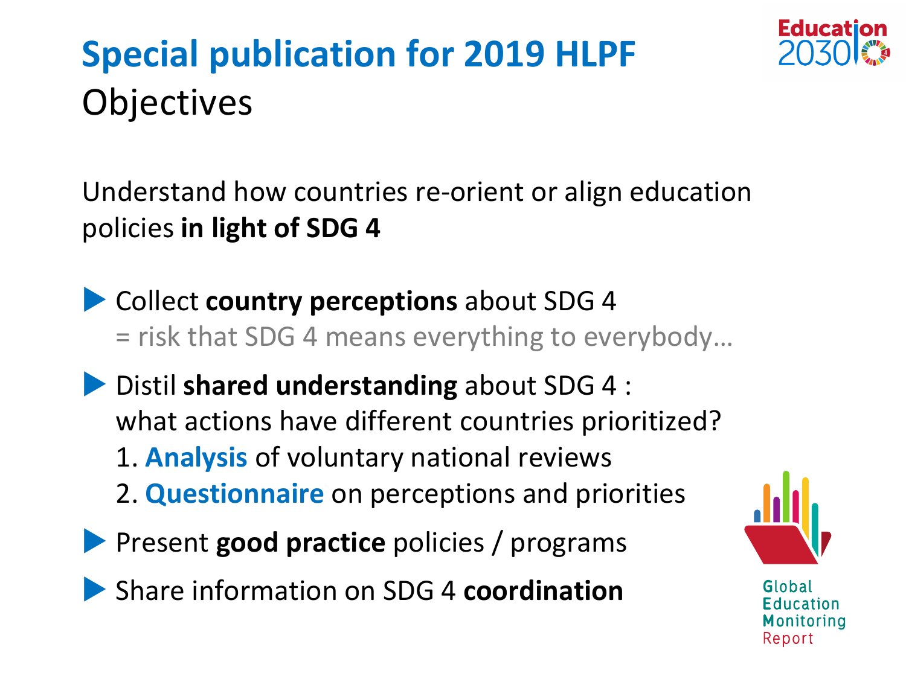# Special publication for 2019 HLPF

## Objectives

Understand how countries re-orient or align education policies **in light of SDG 4**

- Collect **country perceptions** about SDG 4
  = risk that SDG 4 means everything to everybody…
- Distil **shared understanding** about SDG 4 :
  what actions have different countries prioritized?
  1. **Analysis** of voluntary national reviews
  2. **Questionnaire** on perceptions and priorities
- Present **good practice** policies / programs
- Share information on SDG 4 **coordination**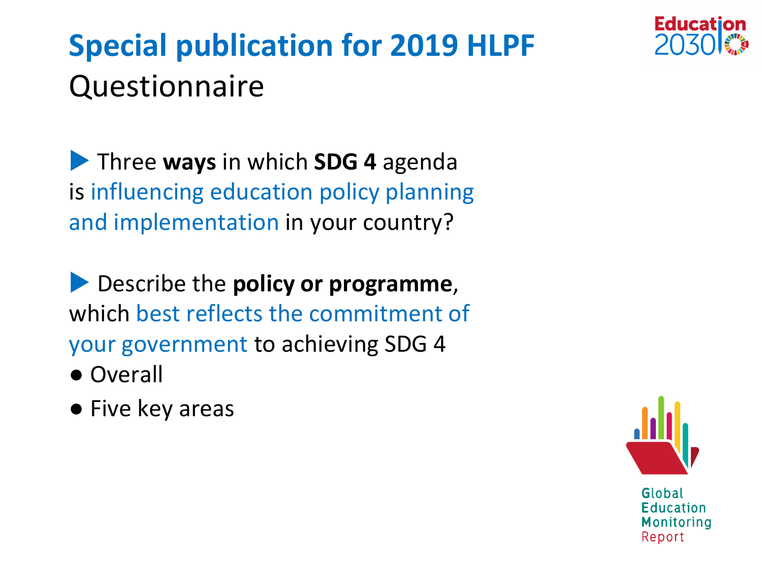# Special publication for 2019 HLPF

## Questionnaire

- Three **ways** in which **SDG 4** agenda is influencing education policy planning and implementation in your country?

- Describe the **policy or programme**, which best reflects the commitment of your government to achieving SDG 4
  - Overall
  - Five key areas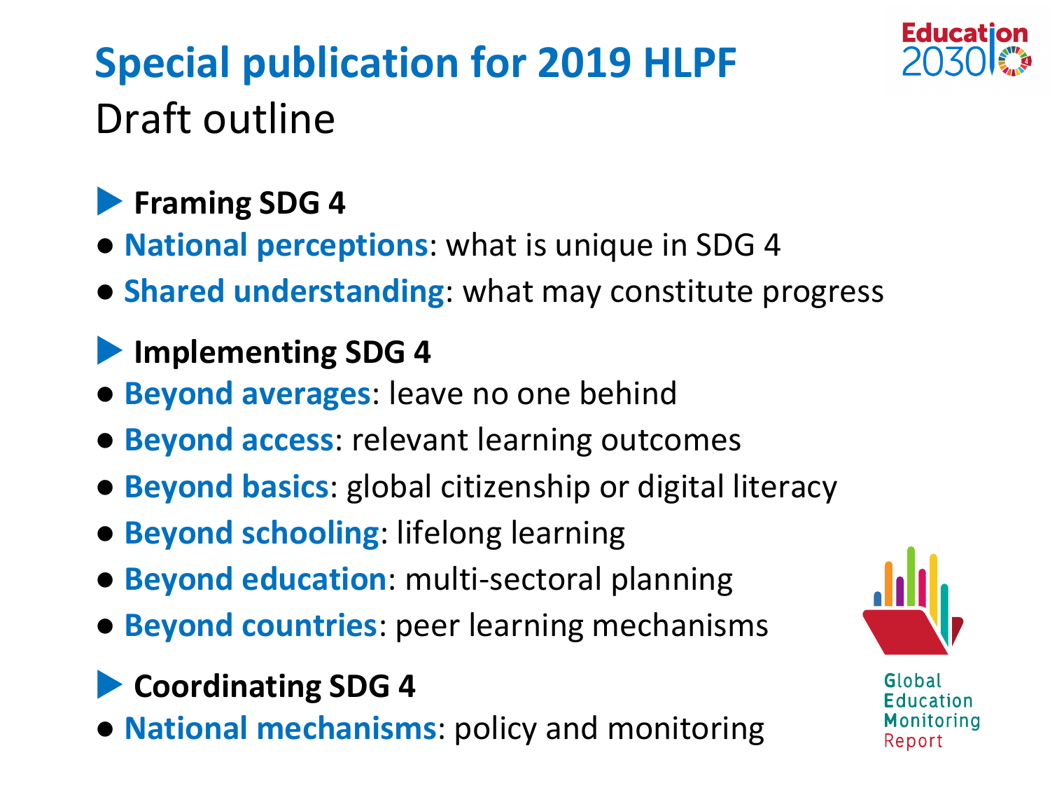# Special publication for 2019 HLPF

## Draft outline

### Framing SDG 4

- **National perceptions**: what is unique in SDG 4
- **Shared understanding**: what may constitute progress

### Implementing SDG 4

- **Beyond averages**: leave no one behind
- **Beyond access**: relevant learning outcomes
- **Beyond basics**: global citizenship or digital literacy
- **Beyond schooling**: lifelong learning
- **Beyond education**: multi-sectoral planning
- **Beyond countries**: peer learning mechanisms

### Coordinating SDG 4

- **National mechanisms**: policy and monitoring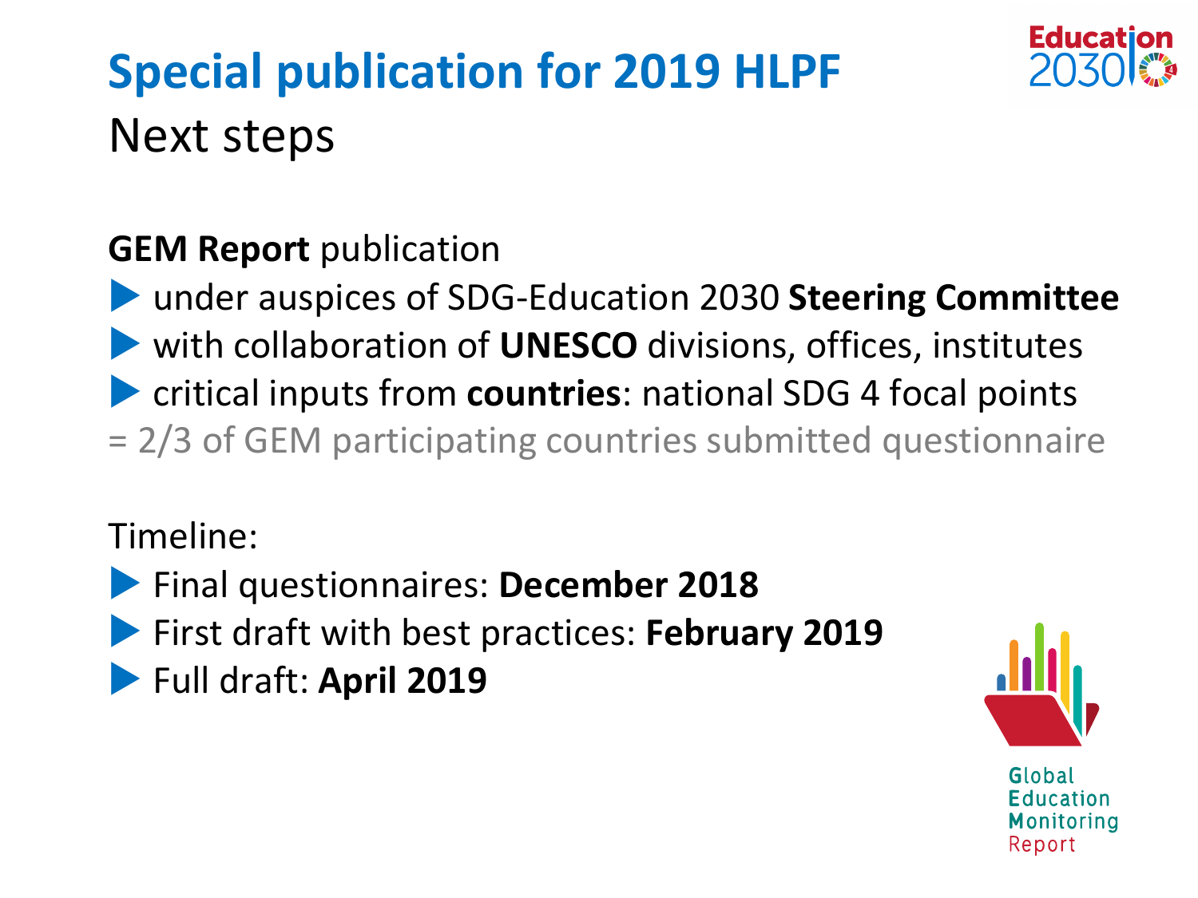# Special publication for 2019 HLPF

## Next steps

**GEM Report** publication

- under auspices of SDG-Education 2030 **Steering Committee**
- with collaboration of **UNESCO** divisions, offices, institutes
- critical inputs from **countries**: national SDG 4 focal points

= 2/3 of GEM participating countries submitted questionnaire

Timeline:

- Final questionnaires: **December 2018**
- First draft with best practices: **February 2019**
- Full draft: **April 2019**